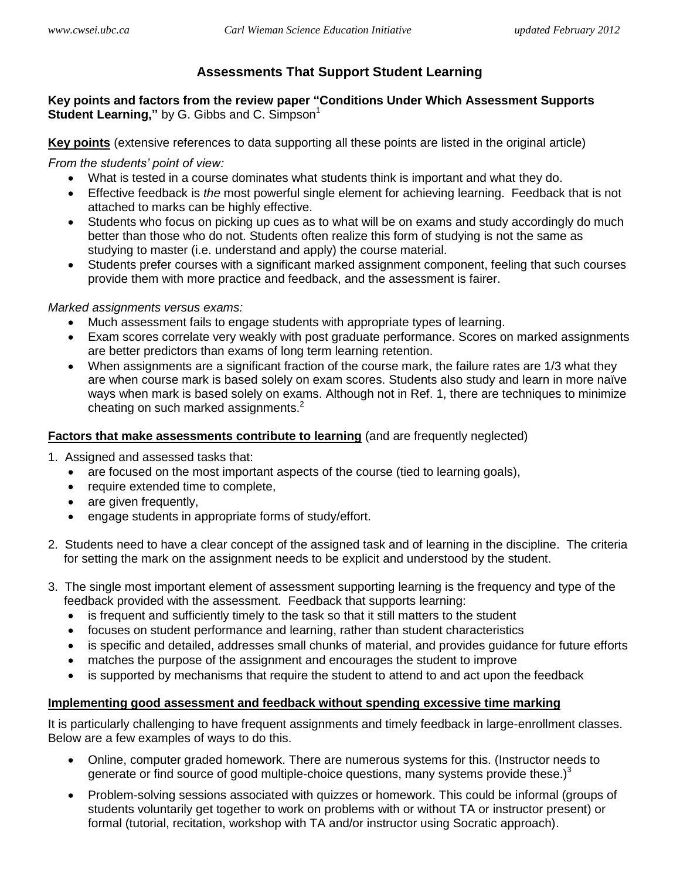# Assessments That Support Student Learning

**Key points and factors from the review paper "Conditions Under Which Assessment Supports Student Learning,"** by G. Gibbs and C. Simpson[1]

**Key points** (extensive references to data supporting all these points are listed in the original article)

*From the students' point of view:*

- What is tested in a course dominates what students think is important and what they do.
- Effective feedback is *the* most powerful single element for achieving learning. Feedback that is not attached to marks can be highly effective.
- Students who focus on picking up cues as to what will be on exams and study accordingly do much better than those who do not. Students often realize this form of studying is not the same as studying to master (i.e. understand and apply) the course material.
- Students prefer courses with a significant marked assignment component, feeling that such courses provide them with more practice and feedback, and the assessment is fairer.

*Marked assignments versus exams:*

- Much assessment fails to engage students with appropriate types of learning.
- Exam scores correlate very weakly with post graduate performance. Scores on marked assignments are better predictors than exams of long term learning retention.
- When assignments are a significant fraction of the course mark, the failure rates are 1/3 what they are when course mark is based solely on exam scores. Students also study and learn in more naïve ways when mark is based solely on exams. Although not in Ref. 1, there are techniques to minimize cheating on such marked assignments.[2]

**Factors that make assessments contribute to learning** (and are frequently neglected)

1. Assigned and assessed tasks that:
   - are focused on the most important aspects of the course (tied to learning goals),
   - require extended time to complete,
   - are given frequently,
   - engage students in appropriate forms of study/effort.

2. Students need to have a clear concept of the assigned task and of learning in the discipline. The criteria for setting the mark on the assignment needs to be explicit and understood by the student.

3. The single most important element of assessment supporting learning is the frequency and type of the feedback provided with the assessment. Feedback that supports learning:
   - is frequent and sufficiently timely to the task so that it still matters to the student
   - focuses on student performance and learning, rather than student characteristics
   - is specific and detailed, addresses small chunks of material, and provides guidance for future efforts
   - matches the purpose of the assignment and encourages the student to improve
   - is supported by mechanisms that require the student to attend to and act upon the feedback

**Implementing good assessment and feedback without spending excessive time marking**

It is particularly challenging to have frequent assignments and timely feedback in large-enrollment classes. Below are a few examples of ways to do this.

- Online, computer graded homework. There are numerous systems for this. (Instructor needs to generate or find source of good multiple-choice questions, many systems provide these.)[3]
- Problem-solving sessions associated with quizzes or homework. This could be informal (groups of students voluntarily get together to work on problems with or without TA or instructor present) or formal (tutorial, recitation, workshop with TA and/or instructor using Socratic approach).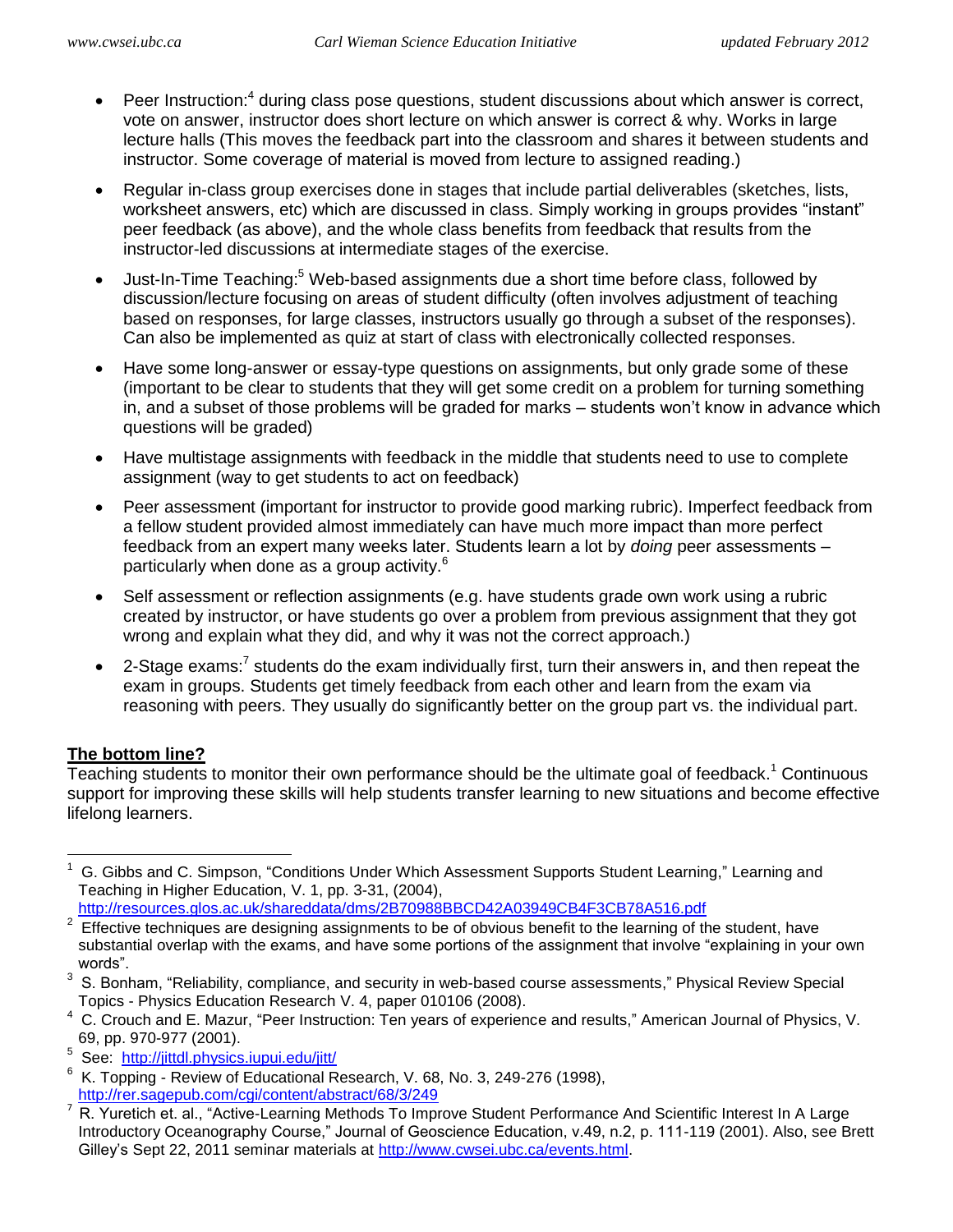- Peer Instruction:[4] during class pose questions, student discussions about which answer is correct, vote on answer, instructor does short lecture on which answer is correct & why. Works in large lecture halls (This moves the feedback part into the classroom and shares it between students and instructor. Some coverage of material is moved from lecture to assigned reading.)
- Regular in-class group exercises done in stages that include partial deliverables (sketches, lists, worksheet answers, etc) which are discussed in class. Simply working in groups provides "instant" peer feedback (as above), and the whole class benefits from feedback that results from the instructor-led discussions at intermediate stages of the exercise.
- Just-In-Time Teaching:[5] Web-based assignments due a short time before class, followed by discussion/lecture focusing on areas of student difficulty (often involves adjustment of teaching based on responses, for large classes, instructors usually go through a subset of the responses). Can also be implemented as quiz at start of class with electronically collected responses.
- Have some long-answer or essay-type questions on assignments, but only grade some of these (important to be clear to students that they will get some credit on a problem for turning something in, and a subset of those problems will be graded for marks – students won't know in advance which questions will be graded)
- Have multistage assignments with feedback in the middle that students need to use to complete assignment (way to get students to act on feedback)
- Peer assessment (important for instructor to provide good marking rubric). Imperfect feedback from a fellow student provided almost immediately can have much more impact than more perfect feedback from an expert many weeks later. Students learn a lot by *doing* peer assessments – particularly when done as a group activity.[6]
- Self assessment or reflection assignments (e.g. have students grade own work using a rubric created by instructor, or have students go over a problem from previous assignment that they got wrong and explain what they did, and why it was not the correct approach.)
- 2-Stage exams:[7] students do the exam individually first, turn their answers in, and then repeat the exam in groups. Students get timely feedback from each other and learn from the exam via reasoning with peers. They usually do significantly better on the group part vs. the individual part.

**The bottom line?**

Teaching students to monitor their own performance should be the ultimate goal of feedback.[1] Continuous support for improving these skills will help students transfer learning to new situations and become effective lifelong learners.

---

[1] G. Gibbs and C. Simpson, "Conditions Under Which Assessment Supports Student Learning," Learning and Teaching in Higher Education, V. 1, pp. 3-31, (2004), http://resources.glos.ac.uk/shareddata/dms/2B70988BBCD42A03949CB4F3CB78A516.pdf

[2] Effective techniques are designing assignments to be of obvious benefit to the learning of the student, have substantial overlap with the exams, and have some portions of the assignment that involve "explaining in your own words".

[3] S. Bonham, "Reliability, compliance, and security in web-based course assessments," Physical Review Special Topics - Physics Education Research V. 4, paper 010106 (2008).

[4] C. Crouch and E. Mazur, "Peer Instruction: Ten years of experience and results," American Journal of Physics, V. 69, pp. 970-977 (2001).

[5] See: http://jittdl.physics.iupui.edu/jitt/

[6] K. Topping - Review of Educational Research, V. 68, No. 3, 249-276 (1998), http://rer.sagepub.com/cgi/content/abstract/68/3/249

[7] R. Yuretich et. al., "Active-Learning Methods To Improve Student Performance And Scientific Interest In A Large Introductory Oceanography Course," Journal of Geoscience Education, v.49, n.2, p. 111-119 (2001). Also, see Brett Gilley's Sept 22, 2011 seminar materials at http://www.cwsei.ubc.ca/events.html.